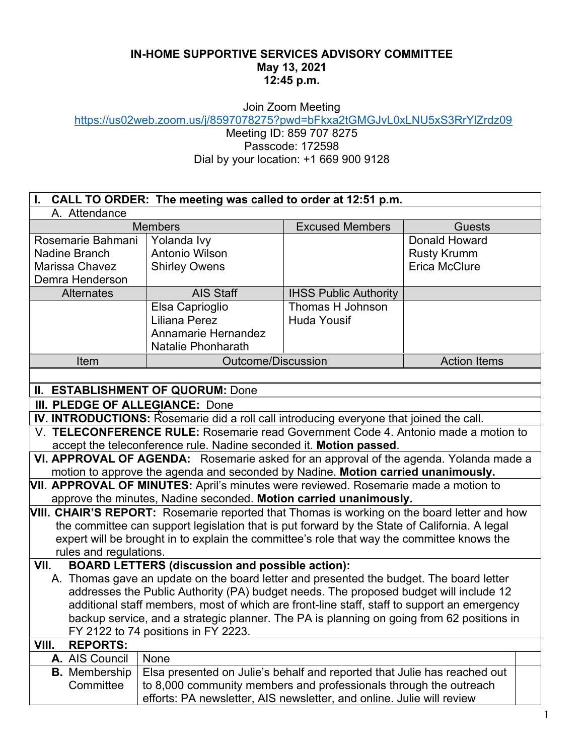**IN-HOME SUPPORTIVE SERVICES ADVISORY COMMITTEE**
**May 13, 2021**
**12:45 p.m.**

Join Zoom Meeting
https://us02web.zoom.us/j/8597078275?pwd=bFkxa2tGMGJvL0xLNU5xS3RrYlZrdz09
Meeting ID: 859 707 8275
Passcode: 172598
Dial by your location: +1 669 900 9128

**I. CALL TO ORDER: The meeting was called to order at 12:51 p.m.**

A. Attendance

| Members | | Excused Members | Guests |
|---|---|---|---|
| Rosemarie Bahmani<br>Nadine Branch<br>Marissa Chavez<br>Demra Henderson | Yolanda Ivy<br>Antonio Wilson<br>Shirley Owens | | Donald Howard<br>Rusty Krumm<br>Erica McClure |
| **Alternates** | **AIS Staff** | **IHSS Public Authority** | |
| | Elsa Caprioglio<br>Liliana Perez<br>Annamarie Hernandez<br>Natalie Phonharath | Thomas H Johnson<br>Huda Yousif | |

| Item | Outcome/Discussion | Action Items |
|---|---|---|

**II. ESTABLISHMENT OF QUORUM:** Done

**III. PLEDGE OF ALLEGIANCE:** Done

**IV. INTRODUCTIONS:** Rosemarie did a roll call introducing everyone that joined the call.

V. **TELECONFERENCE RULE:** Rosemarie read Government Code 4. Antonio made a motion to accept the teleconference rule. Nadine seconded it. **Motion passed**.

**VI. APPROVAL OF AGENDA:** Rosemarie asked for an approval of the agenda. Yolanda made a motion to approve the agenda and seconded by Nadine. **Motion carried unanimously.**

**VII. APPROVAL OF MINUTES:** April's minutes were reviewed. Rosemarie made a motion to approve the minutes, Nadine seconded. **Motion carried unanimously.**

**VIII. CHAIR'S REPORT:** Rosemarie reported that Thomas is working on the board letter and how the committee can support legislation that is put forward by the State of California. A legal expert will be brought in to explain the committee's role that way the committee knows the rules and regulations.

**VII. BOARD LETTERS (discussion and possible action):**

A. Thomas gave an update on the board letter and presented the budget. The board letter addresses the Public Authority (PA) budget needs. The proposed budget will include 12 additional staff members, most of which are front-line staff, staff to support an emergency backup service, and a strategic planner. The PA is planning on going from 62 positions in FY 2122 to 74 positions in FY 2223.

**VIII. REPORTS:**

| | | |
|---|---|---|
| **A.** AIS Council | None | |
| **B.** Membership Committee | Elsa presented on Julie's behalf and reported that Julie has reached out to 8,000 community members and professionals through the outreach efforts: PA newsletter, AIS newsletter, and online. Julie will review | |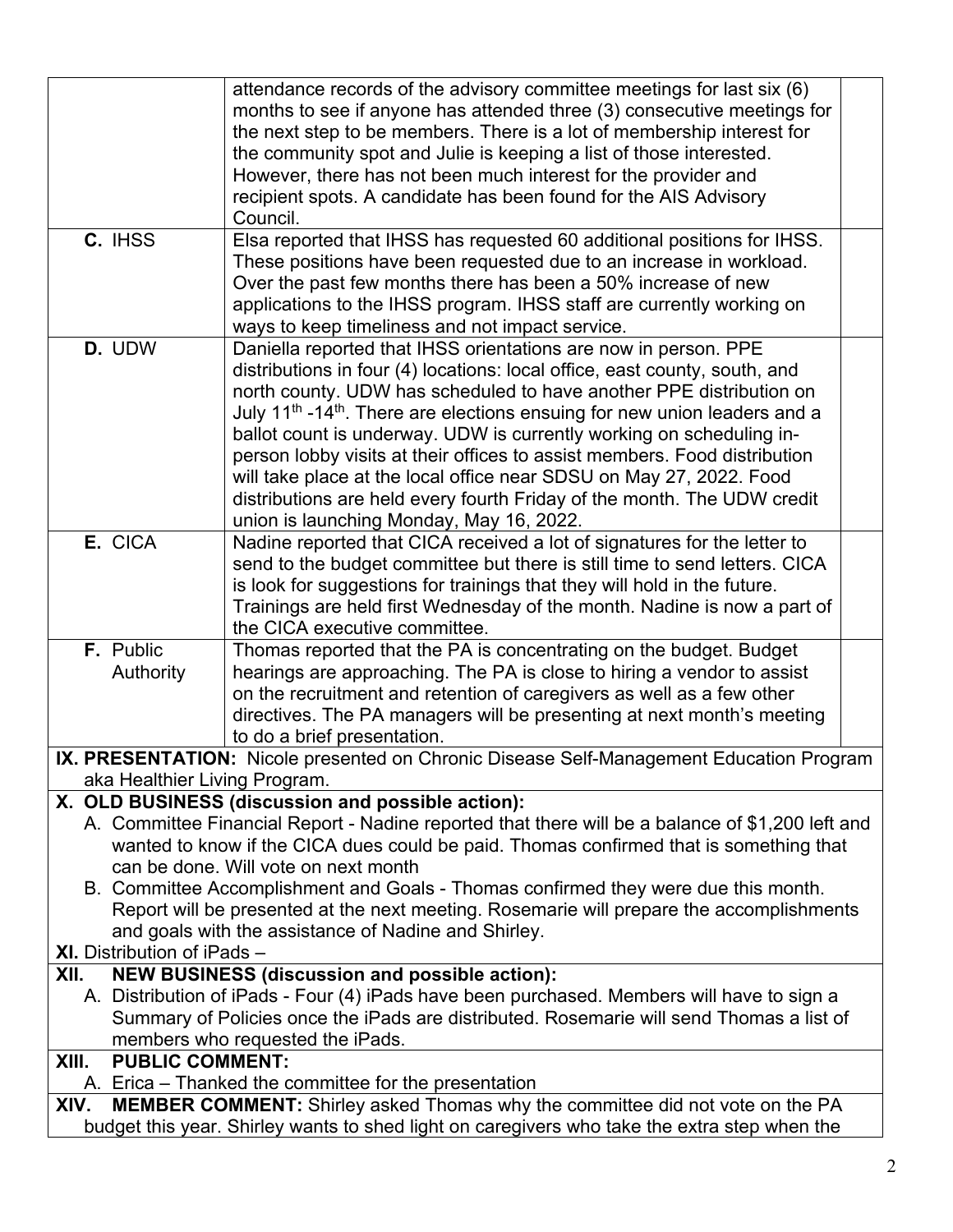| | | |
|---|---|---|
| | attendance records of the advisory committee meetings for last six (6) months to see if anyone has attended three (3) consecutive meetings for the next step to be members. There is a lot of membership interest for the community spot and Julie is keeping a list of those interested. However, there has not been much interest for the provider and recipient spots. A candidate has been found for the AIS Advisory Council. | |
| **C.** IHSS | Elsa reported that IHSS has requested 60 additional positions for IHSS. These positions have been requested due to an increase in workload. Over the past few months there has been a 50% increase of new applications to the IHSS program. IHSS staff are currently working on ways to keep timeliness and not impact service. | |
| **D.** UDW | Daniella reported that IHSS orientations are now in person. PPE distributions in four (4) locations: local office, east county, south, and north county. UDW has scheduled to have another PPE distribution on July 11th -14th. There are elections ensuing for new union leaders and a ballot count is underway. UDW is currently working on scheduling in-person lobby visits at their offices to assist members. Food distribution will take place at the local office near SDSU on May 27, 2022. Food distributions are held every fourth Friday of the month. The UDW credit union is launching Monday, May 16, 2022. | |
| **E.** CICA | Nadine reported that CICA received a lot of signatures for the letter to send to the budget committee but there is still time to send letters. CICA is look for suggestions for trainings that they will hold in the future. Trainings are held first Wednesday of the month. Nadine is now a part of the CICA executive committee. | |
| **F.** Public Authority | Thomas reported that the PA is concentrating on the budget. Budget hearings are approaching. The PA is close to hiring a vendor to assist on the recruitment and retention of caregivers as well as a few other directives. The PA managers will be presenting at next month's meeting to do a brief presentation. | |

**IX. PRESENTATION:** Nicole presented on Chronic Disease Self-Management Education Program aka Healthier Living Program.

**X. OLD BUSINESS (discussion and possible action):**

A. Committee Financial Report - Nadine reported that there will be a balance of $1,200 left and wanted to know if the CICA dues could be paid. Thomas confirmed that is something that can be done. Will vote on next month

B. Committee Accomplishment and Goals - Thomas confirmed they were due this month. Report will be presented at the next meeting. Rosemarie will prepare the accomplishments and goals with the assistance of Nadine and Shirley.

**XI.** Distribution of iPads –

**XII. NEW BUSINESS (discussion and possible action):**

A. Distribution of iPads - Four (4) iPads have been purchased. Members will have to sign a Summary of Policies once the iPads are distributed. Rosemarie will send Thomas a list of members who requested the iPads.

**XIII. PUBLIC COMMENT:**

A. Erica – Thanked the committee for the presentation

**XIV. MEMBER COMMENT:** Shirley asked Thomas why the committee did not vote on the PA budget this year. Shirley wants to shed light on caregivers who take the extra step when the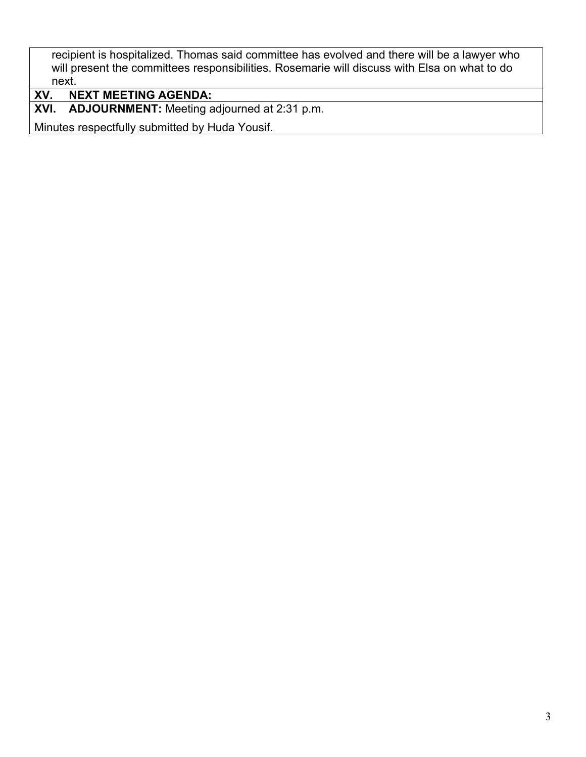recipient is hospitalized. Thomas said committee has evolved and there will be a lawyer who will present the committees responsibilities. Rosemarie will discuss with Elsa on what to do next.

**XV. NEXT MEETING AGENDA:**

**XVI. ADJOURNMENT:** Meeting adjourned at 2:31 p.m.

Minutes respectfully submitted by Huda Yousif.